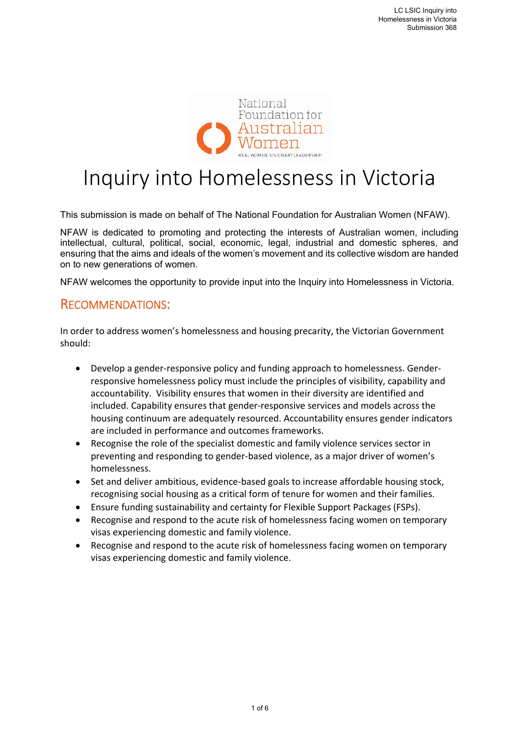# Inquiry into Homelessness in Victoria

This submission is made on behalf of The National Foundation for Australian Women (NFAW).

NFAW is dedicated to promoting and protecting the interests of Australian women, including intellectual, cultural, political, social, economic, legal, industrial and domestic spheres, and ensuring that the aims and ideals of the women's movement and its collective wisdom are handed on to new generations of women.

NFAW welcomes the opportunity to provide input into the Inquiry into Homelessness in Victoria.

## RECOMMENDATIONS:

In order to address women's homelessness and housing precarity, the Victorian Government should:

- Develop a gender-responsive policy and funding approach to homelessness. Gender-responsive homelessness policy must include the principles of visibility, capability and accountability. Visibility ensures that women in their diversity are identified and included. Capability ensures that gender-responsive services and models across the housing continuum are adequately resourced. Accountability ensures gender indicators are included in performance and outcomes frameworks.
- Recognise the role of the specialist domestic and family violence services sector in preventing and responding to gender-based violence, as a major driver of women's homelessness.
- Set and deliver ambitious, evidence-based goals to increase affordable housing stock, recognising social housing as a critical form of tenure for women and their families.
- Ensure funding sustainability and certainty for Flexible Support Packages (FSPs).
- Recognise and respond to the acute risk of homelessness facing women on temporary visas experiencing domestic and family violence.
- Recognise and respond to the acute risk of homelessness facing women on temporary visas experiencing domestic and family violence.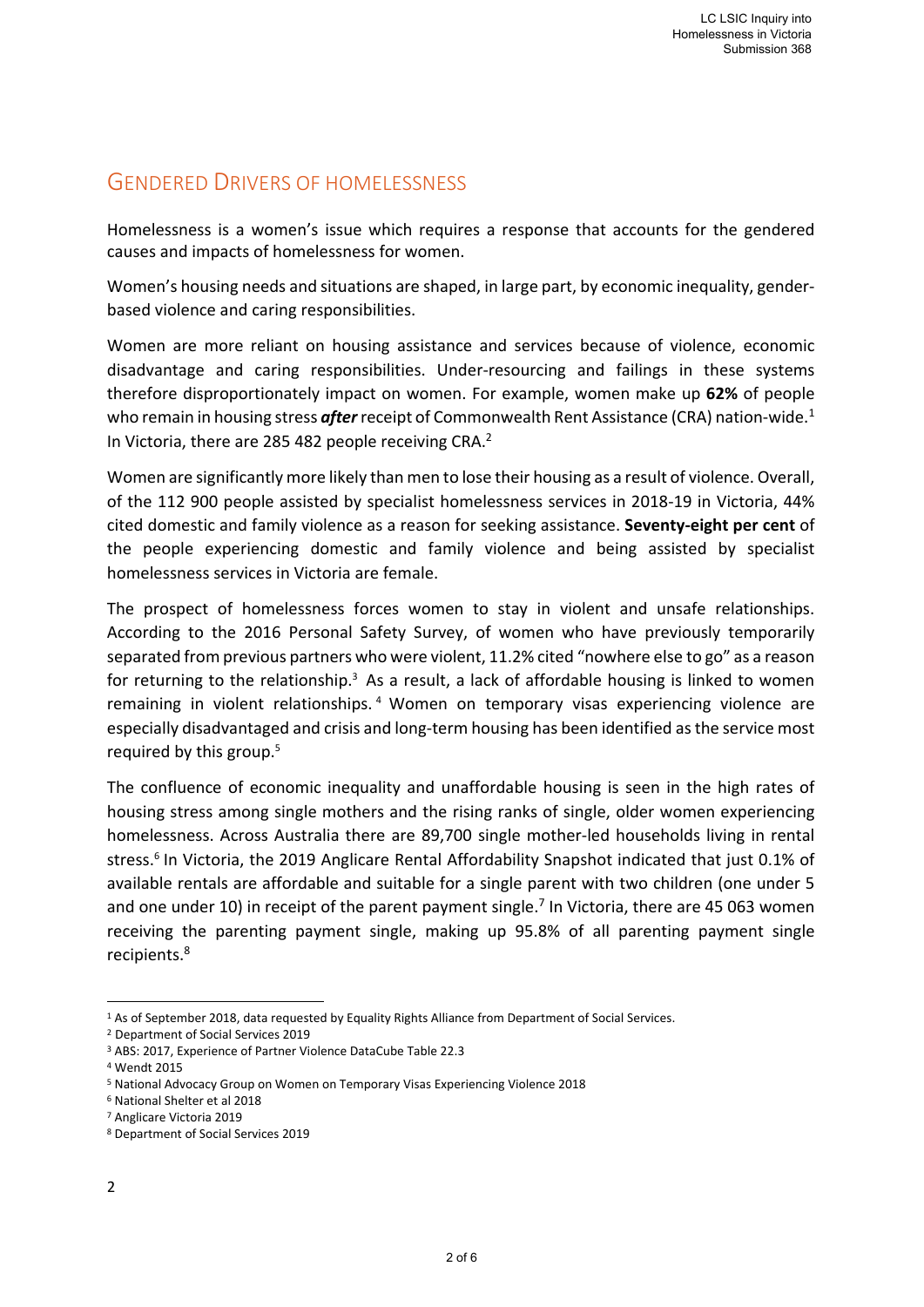## GENDERED DRIVERS OF HOMELESSNESS

Homelessness is a women's issue which requires a response that accounts for the gendered causes and impacts of homelessness for women.

Women's housing needs and situations are shaped, in large part, by economic inequality, gender-based violence and caring responsibilities.

Women are more reliant on housing assistance and services because of violence, economic disadvantage and caring responsibilities. Under-resourcing and failings in these systems therefore disproportionately impact on women. For example, women make up **62%** of people who remain in housing stress ***after*** receipt of Commonwealth Rent Assistance (CRA) nation-wide.[1] In Victoria, there are 285 482 people receiving CRA.[2]

Women are significantly more likely than men to lose their housing as a result of violence. Overall, of the 112 900 people assisted by specialist homelessness services in 2018-19 in Victoria, 44% cited domestic and family violence as a reason for seeking assistance. **Seventy-eight per cent** of the people experiencing domestic and family violence and being assisted by specialist homelessness services in Victoria are female.

The prospect of homelessness forces women to stay in violent and unsafe relationships. According to the 2016 Personal Safety Survey, of women who have previously temporarily separated from previous partners who were violent, 11.2% cited "nowhere else to go" as a reason for returning to the relationship.[3] As a result, a lack of affordable housing is linked to women remaining in violent relationships.[4] Women on temporary visas experiencing violence are especially disadvantaged and crisis and long-term housing has been identified as the service most required by this group.[5]

The confluence of economic inequality and unaffordable housing is seen in the high rates of housing stress among single mothers and the rising ranks of single, older women experiencing homelessness. Across Australia there are 89,700 single mother-led households living in rental stress.[6] In Victoria, the 2019 Anglicare Rental Affordability Snapshot indicated that just 0.1% of available rentals are affordable and suitable for a single parent with two children (one under 5 and one under 10) in receipt of the parent payment single.[7] In Victoria, there are 45 063 women receiving the parenting payment single, making up 95.8% of all parenting payment single recipients.[8]

---

[1] As of September 2018, data requested by Equality Rights Alliance from Department of Social Services.

[2] Department of Social Services 2019

[3] ABS: 2017, Experience of Partner Violence DataCube Table 22.3

[4] Wendt 2015

[5] National Advocacy Group on Women on Temporary Visas Experiencing Violence 2018

[6] National Shelter et al 2018

[7] Anglicare Victoria 2019

[8] Department of Social Services 2019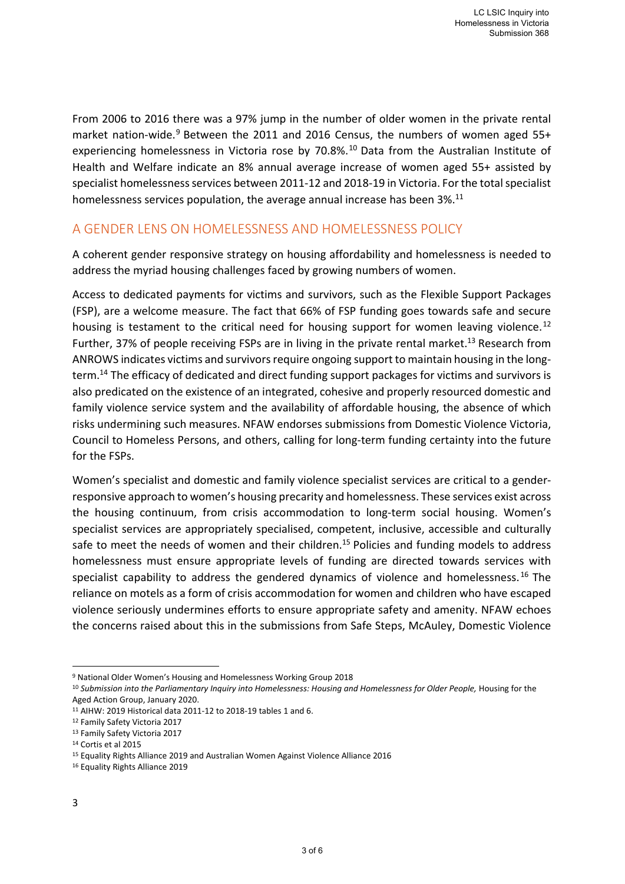From 2006 to 2016 there was a 97% jump in the number of older women in the private rental market nation-wide.[9] Between the 2011 and 2016 Census, the numbers of women aged 55+ experiencing homelessness in Victoria rose by 70.8%.[10] Data from the Australian Institute of Health and Welfare indicate an 8% annual average increase of women aged 55+ assisted by specialist homelessness services between 2011-12 and 2018-19 in Victoria. For the total specialist homelessness services population, the average annual increase has been 3%.[11]

## A GENDER LENS ON HOMELESSNESS AND HOMELESSNESS POLICY

A coherent gender responsive strategy on housing affordability and homelessness is needed to address the myriad housing challenges faced by growing numbers of women.

Access to dedicated payments for victims and survivors, such as the Flexible Support Packages (FSP), are a welcome measure. The fact that 66% of FSP funding goes towards safe and secure housing is testament to the critical need for housing support for women leaving violence.[12] Further, 37% of people receiving FSPs are in living in the private rental market.[13] Research from ANROWS indicates victims and survivors require ongoing support to maintain housing in the long-term.[14] The efficacy of dedicated and direct funding support packages for victims and survivors is also predicated on the existence of an integrated, cohesive and properly resourced domestic and family violence service system and the availability of affordable housing, the absence of which risks undermining such measures. NFAW endorses submissions from Domestic Violence Victoria, Council to Homeless Persons, and others, calling for long-term funding certainty into the future for the FSPs.

Women's specialist and domestic and family violence specialist services are critical to a gender-responsive approach to women's housing precarity and homelessness. These services exist across the housing continuum, from crisis accommodation to long-term social housing. Women's specialist services are appropriately specialised, competent, inclusive, accessible and culturally safe to meet the needs of women and their children.[15] Policies and funding models to address homelessness must ensure appropriate levels of funding are directed towards services with specialist capability to address the gendered dynamics of violence and homelessness.[16] The reliance on motels as a form of crisis accommodation for women and children who have escaped violence seriously undermines efforts to ensure appropriate safety and amenity. NFAW echoes the concerns raised about this in the submissions from Safe Steps, McAuley, Domestic Violence

---

[9] National Older Women's Housing and Homelessness Working Group 2018

[10] *Submission into the Parliamentary Inquiry into Homelessness: Housing and Homelessness for Older People,* Housing for the Aged Action Group, January 2020.

[11] AIHW: 2019 Historical data 2011-12 to 2018-19 tables 1 and 6.

[12] Family Safety Victoria 2017

[13] Family Safety Victoria 2017

[14] Cortis et al 2015

[15] Equality Rights Alliance 2019 and Australian Women Against Violence Alliance 2016

[16] Equality Rights Alliance 2019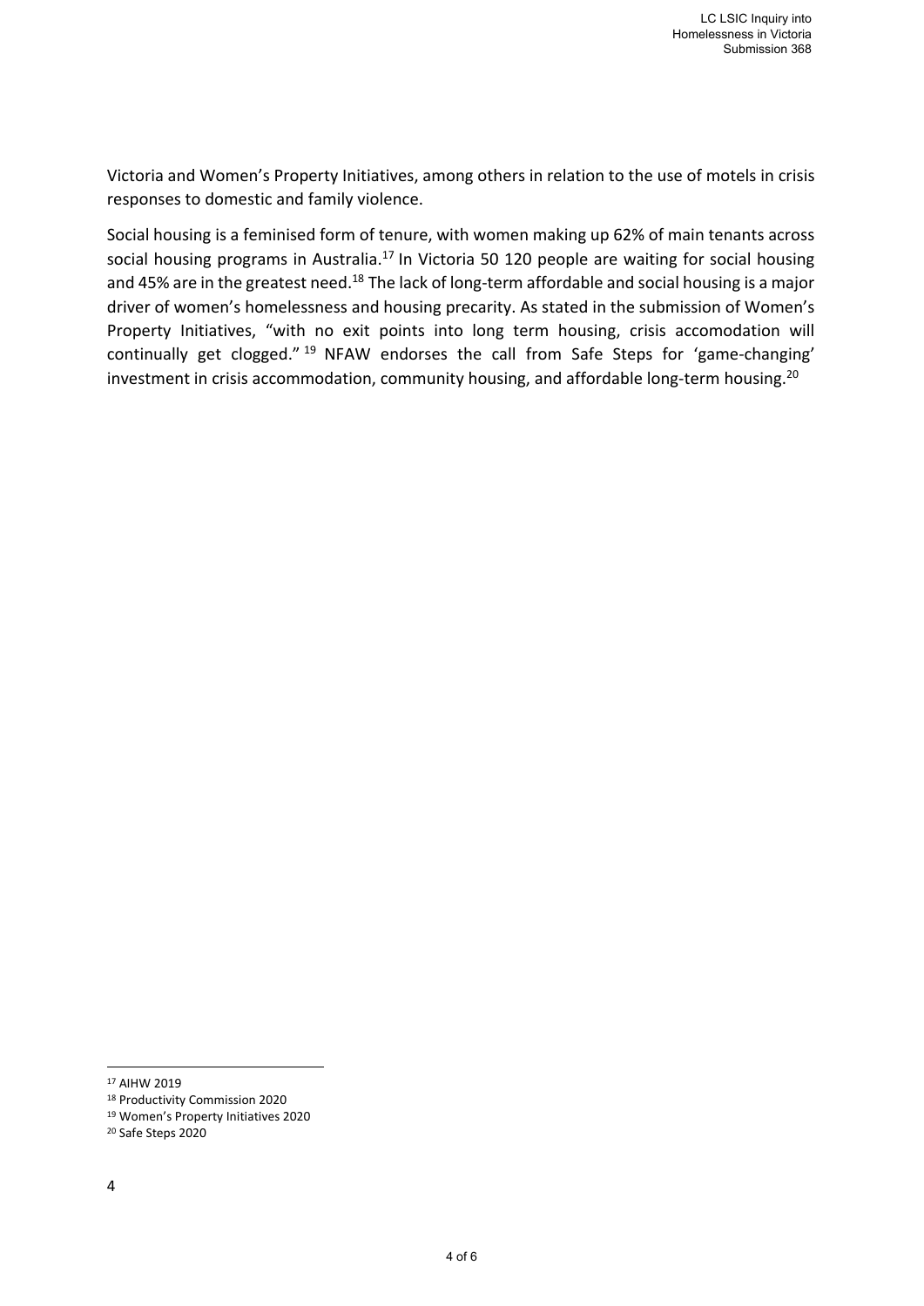Victoria and Women's Property Initiatives, among others in relation to the use of motels in crisis responses to domestic and family violence.

Social housing is a feminised form of tenure, with women making up 62% of main tenants across social housing programs in Australia.[17] In Victoria 50 120 people are waiting for social housing and 45% are in the greatest need.[18] The lack of long-term affordable and social housing is a major driver of women's homelessness and housing precarity. As stated in the submission of Women's Property Initiatives, "with no exit points into long term housing, crisis accomodation will continually get clogged."[19] NFAW endorses the call from Safe Steps for 'game-changing' investment in crisis accommodation, community housing, and affordable long-term housing.[20]

---

[17] AIHW 2019

[18] Productivity Commission 2020

[19] Women's Property Initiatives 2020

[20] Safe Steps 2020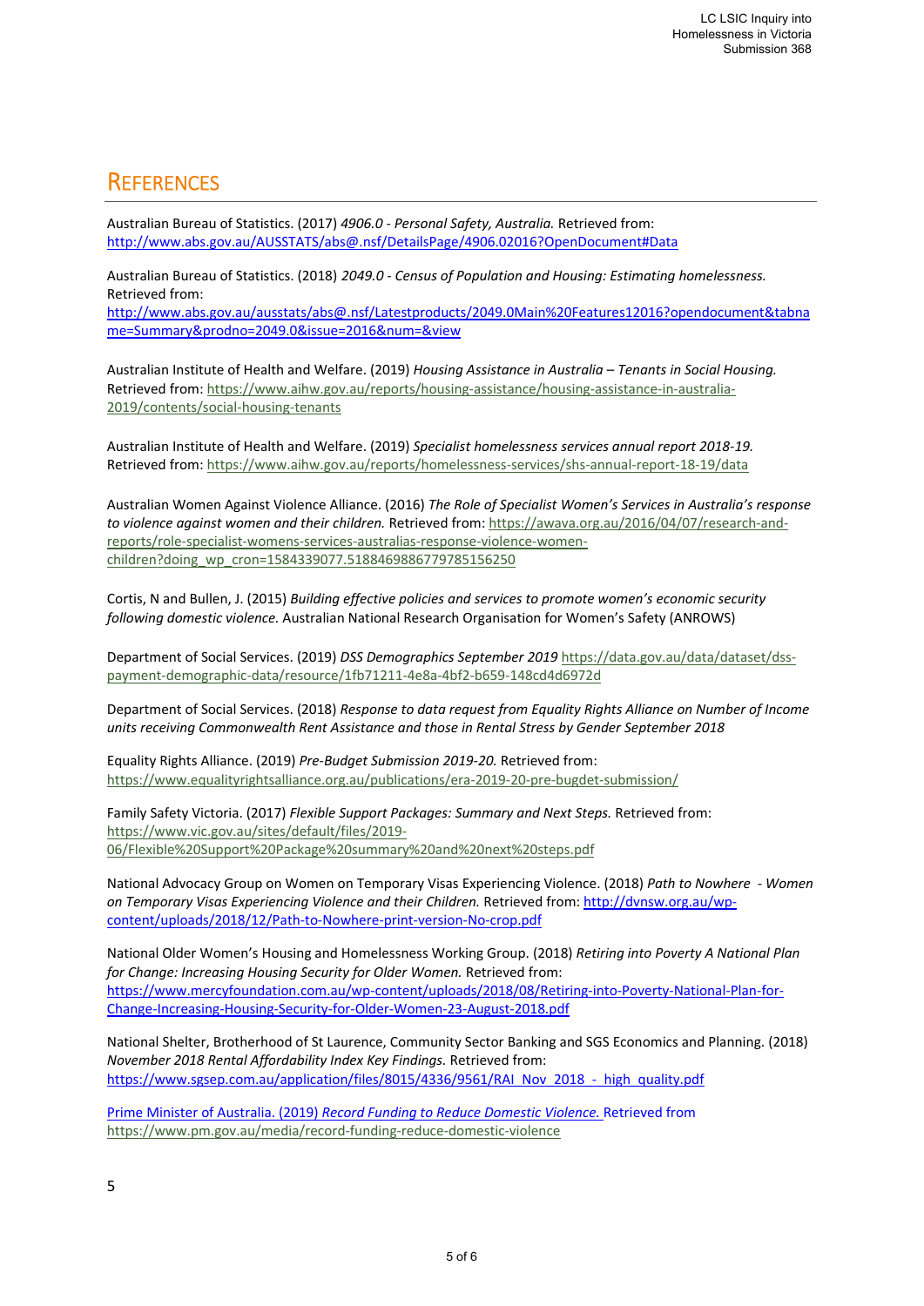# References

Australian Bureau of Statistics. (2017) *4906.0 - Personal Safety, Australia.* Retrieved from: http://www.abs.gov.au/AUSSTATS/abs@.nsf/DetailsPage/4906.02016?OpenDocument#Data

Australian Bureau of Statistics. (2018) *2049.0 - Census of Population and Housing: Estimating homelessness.* Retrieved from: http://www.abs.gov.au/ausstats/abs@.nsf/Latestproducts/2049.0Main%20Features12016?opendocument&tabname=Summary&prodno=2049.0&issue=2016&num=&view

Australian Institute of Health and Welfare. (2019) *Housing Assistance in Australia – Tenants in Social Housing.* Retrieved from: https://www.aihw.gov.au/reports/housing-assistance/housing-assistance-in-australia-2019/contents/social-housing-tenants

Australian Institute of Health and Welfare. (2019) *Specialist homelessness services annual report 2018-19.* Retrieved from: https://www.aihw.gov.au/reports/homelessness-services/shs-annual-report-18-19/data

Australian Women Against Violence Alliance. (2016) *The Role of Specialist Women's Services in Australia's response to violence against women and their children.* Retrieved from: https://awava.org.au/2016/04/07/research-and-reports/role-specialist-womens-services-australias-response-violence-women-children?doing_wp_cron=1584339077.5188469886779785156250

Cortis, N and Bullen, J. (2015) *Building effective policies and services to promote women's economic security following domestic violence.* Australian National Research Organisation for Women's Safety (ANROWS)

Department of Social Services. (2019) *DSS Demographics September 2019* https://data.gov.au/data/dataset/dss-payment-demographic-data/resource/1fb71211-4e8a-4bf2-b659-148cd4d6972d

Department of Social Services. (2018) *Response to data request from Equality Rights Alliance on Number of Income units receiving Commonwealth Rent Assistance and those in Rental Stress by Gender September 2018*

Equality Rights Alliance. (2019) *Pre-Budget Submission 2019-20.* Retrieved from: https://www.equalityrightsalliance.org.au/publications/era-2019-20-pre-bugdet-submission/

Family Safety Victoria. (2017) *Flexible Support Packages: Summary and Next Steps.* Retrieved from: https://www.vic.gov.au/sites/default/files/2019-06/Flexible%20Support%20Package%20summary%20and%20next%20steps.pdf

National Advocacy Group on Women on Temporary Visas Experiencing Violence. (2018) *Path to Nowhere - Women on Temporary Visas Experiencing Violence and their Children.* Retrieved from: http://dvnsw.org.au/wp-content/uploads/2018/12/Path-to-Nowhere-print-version-No-crop.pdf

National Older Women's Housing and Homelessness Working Group. (2018) *Retiring into Poverty A National Plan for Change: Increasing Housing Security for Older Women.* Retrieved from: https://www.mercyfoundation.com.au/wp-content/uploads/2018/08/Retiring-into-Poverty-National-Plan-for-Change-Increasing-Housing-Security-for-Older-Women-23-August-2018.pdf

National Shelter, Brotherhood of St Laurence, Community Sector Banking and SGS Economics and Planning. (2018) *November 2018 Rental Affordability Index Key Findings.* Retrieved from: https://www.sgsep.com.au/application/files/8015/4336/9561/RAI_Nov_2018_-_high_quality.pdf

Prime Minister of Australia. (2019) *Record Funding to Reduce Domestic Violence.* Retrieved from https://www.pm.gov.au/media/record-funding-reduce-domestic-violence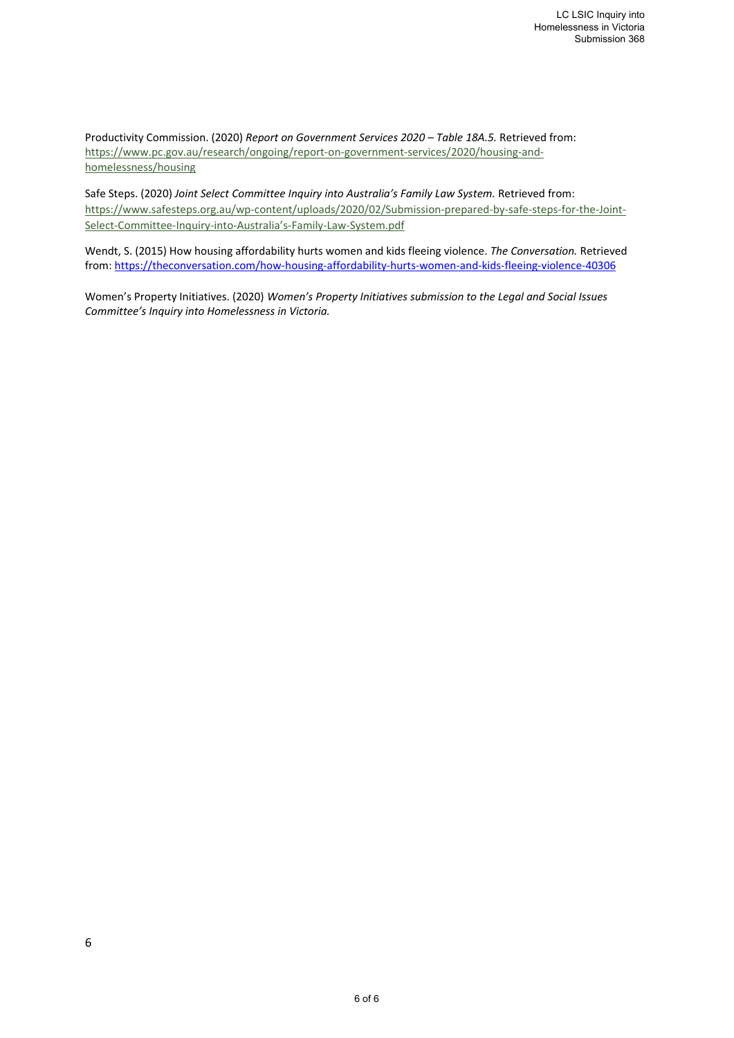Productivity Commission. (2020) *Report on Government Services 2020 – Table 18A.5.* Retrieved from: https://www.pc.gov.au/research/ongoing/report-on-government-services/2020/housing-and-homelessness/housing

Safe Steps. (2020) *Joint Select Committee Inquiry into Australia's Family Law System.* Retrieved from: https://www.safesteps.org.au/wp-content/uploads/2020/02/Submission-prepared-by-safe-steps-for-the-Joint-Select-Committee-Inquiry-into-Australia's-Family-Law-System.pdf

Wendt, S. (2015) How housing affordability hurts women and kids fleeing violence. *The Conversation.* Retrieved from: https://theconversation.com/how-housing-affordability-hurts-women-and-kids-fleeing-violence-40306

Women's Property Initiatives. (2020) *Women's Property Initiatives submission to the Legal and Social Issues Committee's Inquiry into Homelessness in Victoria.*